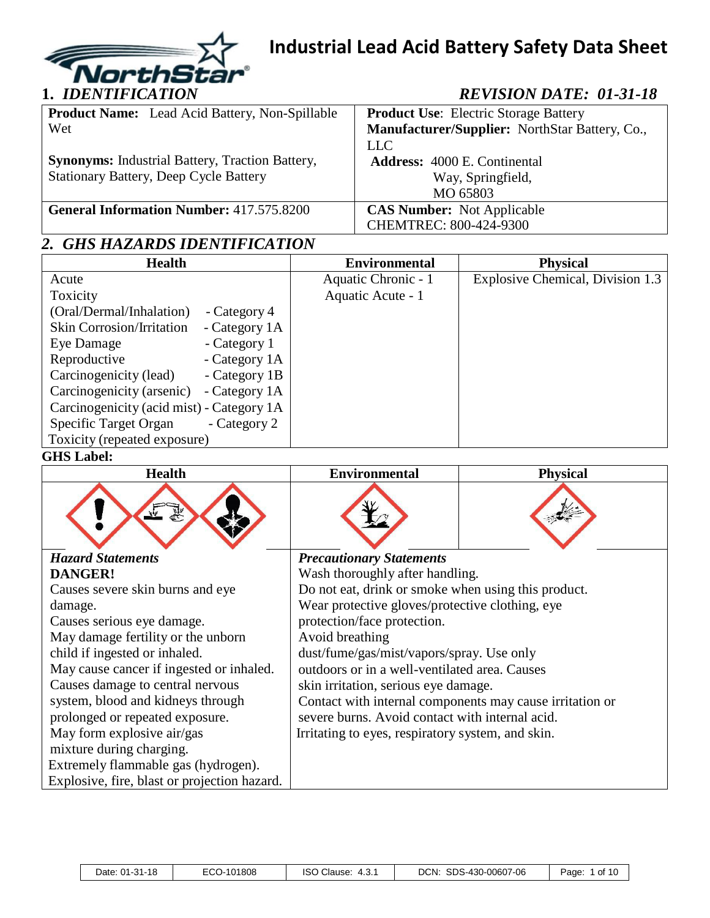# Industrial Lead Acid Battery Safety Data Sheet

## 1. *IDENTIFICATION*

*REVISION DATE: 01-31-18*

| | |
|---|---|
| **Product Name:** Lead Acid Battery, Non-Spillable Wet<br><br>**Synonyms:** Industrial Battery, Traction Battery, Stationary Battery, Deep Cycle Battery | **Product Use**: Electric Storage Battery<br>**Manufacturer/Supplier:** NorthStar Battery, Co., LLC<br>**Address:** 4000 E. Continental Way, Springfield, MO 65803 |
| **General Information Number:** 417.575.8200 | **CAS Number:** Not Applicable<br>CHEMTREC: 800-424-9300 |

## 2. *GHS HAZARDS IDENTIFICATION*

| Health | | Environmental | Physical |
|---|---|---|---|
| Acute Toxicity (Oral/Dermal/Inhalation) | - Category 4 | Aquatic Chronic - 1 | Explosive Chemical, Division 1.3 |
| Skin Corrosion/Irritation | - Category 1A | Aquatic Acute - 1 | |
| Eye Damage | - Category 1 | | |
| Reproductive | - Category 1A | | |
| Carcinogenicity (lead) | - Category 1B | | |
| Carcinogenicity (arsenic) | - Category 1A | | |
| Carcinogenicity (acid mist) | - Category 1A | | |
| Specific Target Organ Toxicity (repeated exposure) | - Category 2 | | |

**GHS Label:**

| Health | Environmental | Physical |
|---|---|---|

| *Hazard Statements* | *Precautionary Statements* |
|---|---|
| **DANGER!**<br>Causes severe skin burns and eye damage.<br>Causes serious eye damage.<br>May damage fertility or the unborn child if ingested or inhaled.<br>May cause cancer if ingested or inhaled.<br>Causes damage to central nervous system, blood and kidneys through prolonged or repeated exposure.<br>May form explosive air/gas mixture during charging.<br>Extremely flammable gas (hydrogen).<br>Explosive, fire, blast or projection hazard. | Wash thoroughly after handling.<br>Do not eat, drink or smoke when using this product.<br>Wear protective gloves/protective clothing, eye protection/face protection.<br>Avoid breathing dust/fume/gas/mist/vapors/spray. Use only outdoors or in a well-ventilated area. Causes skin irritation, serious eye damage.<br>Contact with internal components may cause irritation or severe burns. Avoid contact with internal acid.<br>Irritating to eyes, respiratory system, and skin. |

| Date: 01-31-18 | ECO-101808 | ISO Clause: 4.3.1 | DCN: SDS-430-00607-06 |
|---|---|---|---|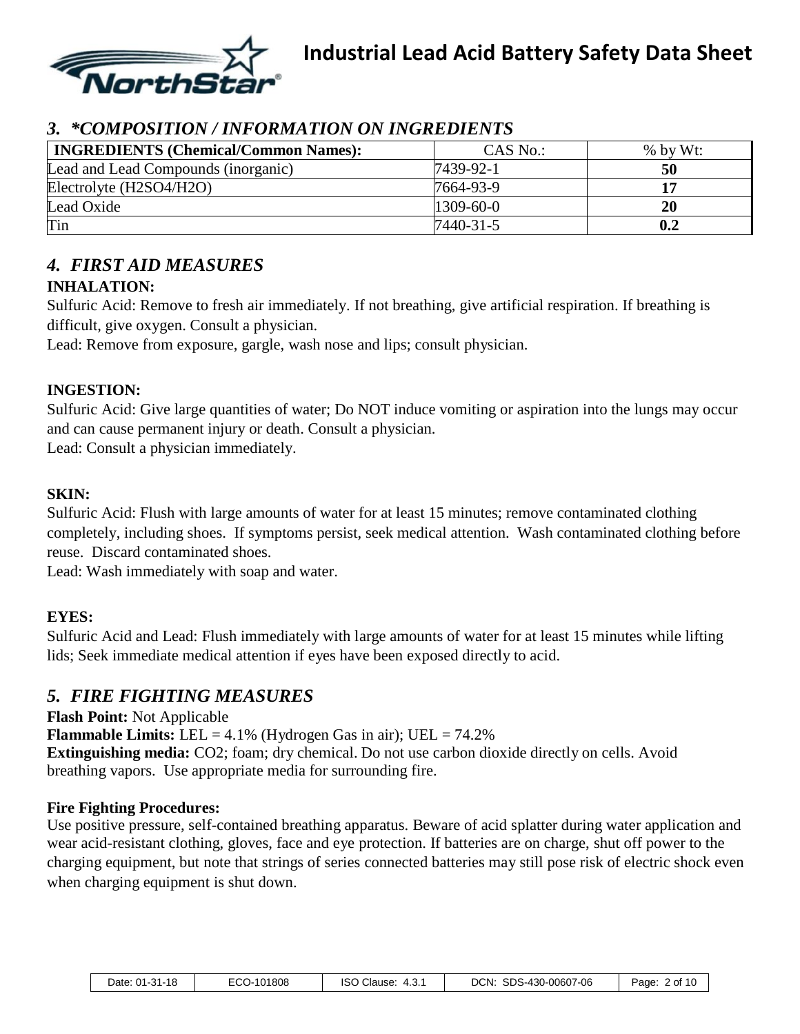## 3. *COMPOSITION / INFORMATION ON INGREDIENTS

| INGREDIENTS (Chemical/Common Names): | CAS No.: | % by Wt: |
|---|---|---|
| Lead and Lead Compounds (inorganic) | 7439-92-1 | **50** |
| Electrolyte (H2SO4/H2O) | 7664-93-9 | **17** |
| Lead Oxide | 1309-60-0 | **20** |
| Tin | 7440-31-5 | **0.2** |

## 4. FIRST AID MEASURES

**INHALATION:**

Sulfuric Acid: Remove to fresh air immediately. If not breathing, give artificial respiration. If breathing is difficult, give oxygen. Consult a physician.

Lead: Remove from exposure, gargle, wash nose and lips; consult physician.

**INGESTION:**

Sulfuric Acid: Give large quantities of water; Do NOT induce vomiting or aspiration into the lungs may occur and can cause permanent injury or death. Consult a physician.

Lead: Consult a physician immediately.

**SKIN:**

Sulfuric Acid: Flush with large amounts of water for at least 15 minutes; remove contaminated clothing completely, including shoes. If symptoms persist, seek medical attention. Wash contaminated clothing before reuse. Discard contaminated shoes.

Lead: Wash immediately with soap and water.

**EYES:**

Sulfuric Acid and Lead: Flush immediately with large amounts of water for at least 15 minutes while lifting lids; Seek immediate medical attention if eyes have been exposed directly to acid.

## 5. FIRE FIGHTING MEASURES

**Flash Point:** Not Applicable

**Flammable Limits:** LEL = 4.1% (Hydrogen Gas in air); UEL = 74.2%

**Extinguishing media:** CO2; foam; dry chemical. Do not use carbon dioxide directly on cells. Avoid breathing vapors. Use appropriate media for surrounding fire.

**Fire Fighting Procedures:**

Use positive pressure, self-contained breathing apparatus. Beware of acid splatter during water application and wear acid-resistant clothing, gloves, face and eye protection. If batteries are on charge, shut off power to the charging equipment, but note that strings of series connected batteries may still pose risk of electric shock even when charging equipment is shut down.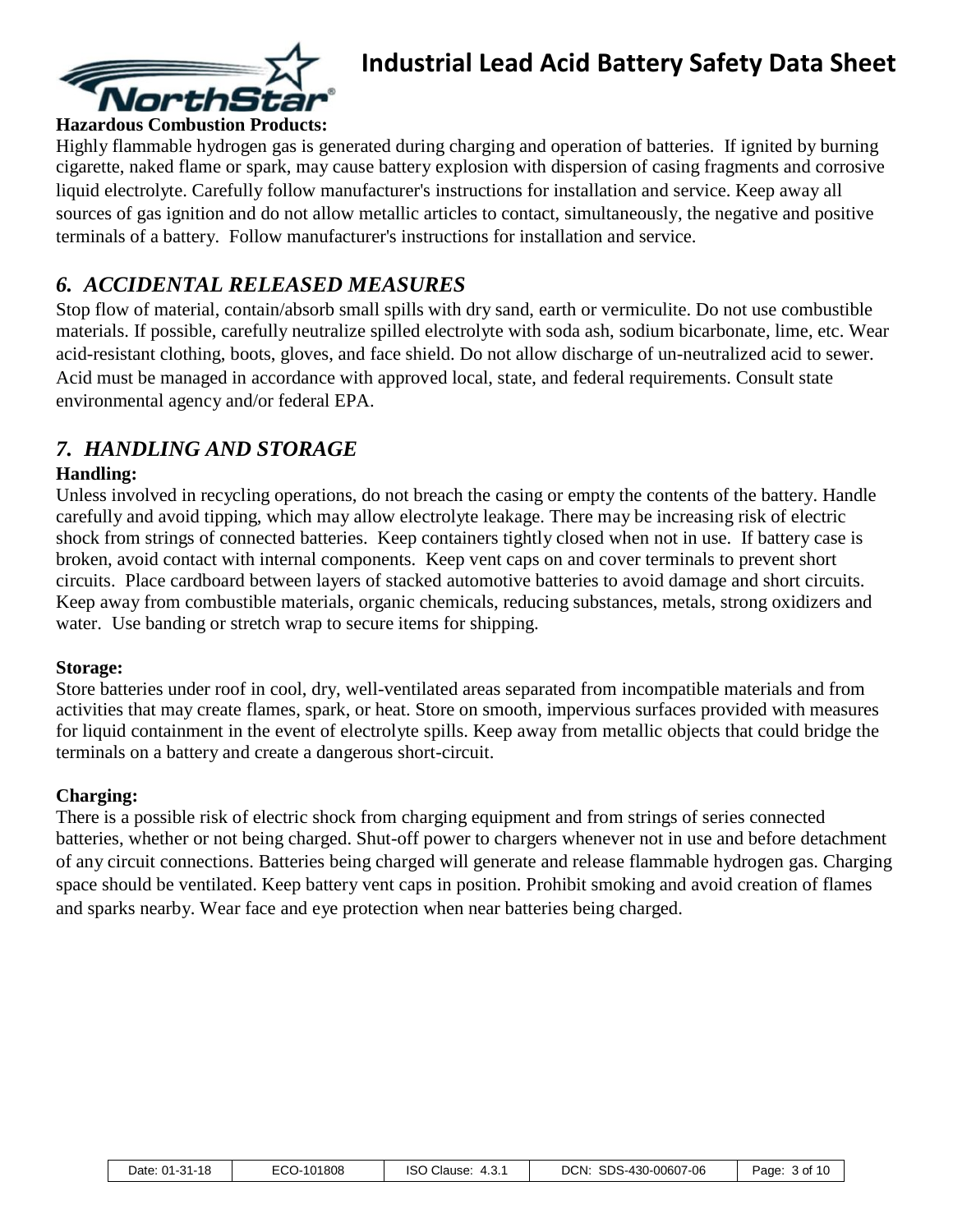**Hazardous Combustion Products:**

Highly flammable hydrogen gas is generated during charging and operation of batteries. If ignited by burning cigarette, naked flame or spark, may cause battery explosion with dispersion of casing fragments and corrosive liquid electrolyte. Carefully follow manufacturer's instructions for installation and service. Keep away all sources of gas ignition and do not allow metallic articles to contact, simultaneously, the negative and positive terminals of a battery. Follow manufacturer's instructions for installation and service.

## *6. ACCIDENTAL RELEASED MEASURES*

Stop flow of material, contain/absorb small spills with dry sand, earth or vermiculite. Do not use combustible materials. If possible, carefully neutralize spilled electrolyte with soda ash, sodium bicarbonate, lime, etc. Wear acid-resistant clothing, boots, gloves, and face shield. Do not allow discharge of un-neutralized acid to sewer. Acid must be managed in accordance with approved local, state, and federal requirements. Consult state environmental agency and/or federal EPA.

## *7. HANDLING AND STORAGE*

**Handling:**

Unless involved in recycling operations, do not breach the casing or empty the contents of the battery. Handle carefully and avoid tipping, which may allow electrolyte leakage. There may be increasing risk of electric shock from strings of connected batteries. Keep containers tightly closed when not in use. If battery case is broken, avoid contact with internal components. Keep vent caps on and cover terminals to prevent short circuits. Place cardboard between layers of stacked automotive batteries to avoid damage and short circuits. Keep away from combustible materials, organic chemicals, reducing substances, metals, strong oxidizers and water. Use banding or stretch wrap to secure items for shipping.

**Storage:**

Store batteries under roof in cool, dry, well-ventilated areas separated from incompatible materials and from activities that may create flames, spark, or heat. Store on smooth, impervious surfaces provided with measures for liquid containment in the event of electrolyte spills. Keep away from metallic objects that could bridge the terminals on a battery and create a dangerous short-circuit.

**Charging:**

There is a possible risk of electric shock from charging equipment and from strings of series connected batteries, whether or not being charged. Shut-off power to chargers whenever not in use and before detachment of any circuit connections. Batteries being charged will generate and release flammable hydrogen gas. Charging space should be ventilated. Keep battery vent caps in position. Prohibit smoking and avoid creation of flames and sparks nearby. Wear face and eye protection when near batteries being charged.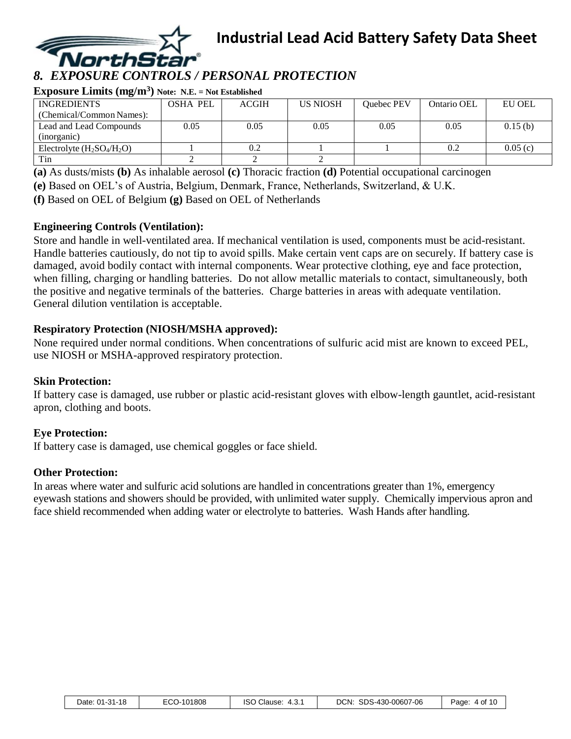## 8. EXPOSURE CONTROLS / PERSONAL PROTECTION

**Exposure Limits ($mg/m^3$)** **Note: N.E. = Not Established**

| INGREDIENTS (Chemical/Common Names): | OSHA PEL | ACGIH | US NIOSH | Quebec PEV | Ontario OEL | EU OEL |
|---|---|---|---|---|---|---|
| Lead and Lead Compounds (inorganic) | 0.05 | 0.05 | 0.05 | 0.05 | 0.05 | 0.15 (b) |
| Electrolyte ($H_2SO_4/H_2O$) | 1 | 0.2 | 1 | 1 | 0.2 | 0.05 (c) |
| Tin | 2 | 2 | 2 | | | |

**(a)** As dusts/mists **(b)** As inhalable aerosol **(c)** Thoracic fraction **(d)** Potential occupational carcinogen

**(e)** Based on OEL's of Austria, Belgium, Denmark, France, Netherlands, Switzerland, & U.K.

**(f)** Based on OEL of Belgium **(g)** Based on OEL of Netherlands

### Engineering Controls (Ventilation):

Store and handle in well-ventilated area. If mechanical ventilation is used, components must be acid-resistant. Handle batteries cautiously, do not tip to avoid spills. Make certain vent caps are on securely. If battery case is damaged, avoid bodily contact with internal components. Wear protective clothing, eye and face protection, when filling, charging or handling batteries. Do not allow metallic materials to contact, simultaneously, both the positive and negative terminals of the batteries. Charge batteries in areas with adequate ventilation. General dilution ventilation is acceptable.

### Respiratory Protection (NIOSH/MSHA approved):

None required under normal conditions. When concentrations of sulfuric acid mist are known to exceed PEL, use NIOSH or MSHA-approved respiratory protection.

### Skin Protection:

If battery case is damaged, use rubber or plastic acid-resistant gloves with elbow-length gauntlet, acid-resistant apron, clothing and boots.

### Eye Protection:

If battery case is damaged, use chemical goggles or face shield.

### Other Protection:

In areas where water and sulfuric acid solutions are handled in concentrations greater than 1%, emergency eyewash stations and showers should be provided, with unlimited water supply. Chemically impervious apron and face shield recommended when adding water or electrolyte to batteries. Wash Hands after handling.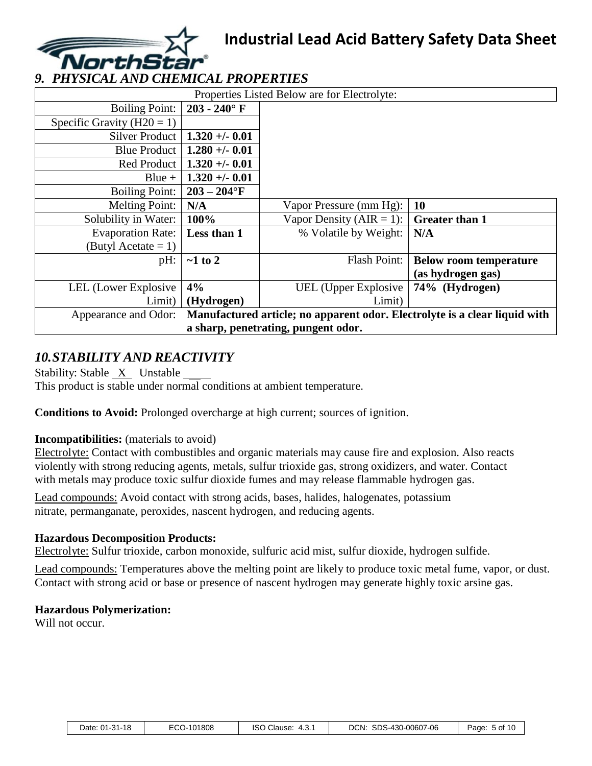## 9. PHYSICAL AND CHEMICAL PROPERTIES

| Properties Listed Below are for Electrolyte: | | | |
|---|---|---|---|
| Boiling Point: | **203 - 240° F** | | |
| Specific Gravity (H20 = 1) | | | |
| Silver Product | **1.320 +/- 0.01** | | |
| Blue Product | **1.280 +/- 0.01** | | |
| Red Product | **1.320 +/- 0.01** | | |
| Blue + | **1.320 +/- 0.01** | | |
| Boiling Point: | **203 – 204°F** | | |
| Melting Point: | **N/A** | Vapor Pressure (mm Hg): | **10** |
| Solubility in Water: | **100%** | Vapor Density (AIR = 1): | **Greater than 1** |
| Evaporation Rate: (Butyl Acetate = 1) | **Less than 1** | % Volatile by Weight: | **N/A** |
| pH: | **~1 to 2** | Flash Point: | **Below room temperature (as hydrogen gas)** |
| LEL (Lower Explosive Limit) | **4% (Hydrogen)** | UEL (Upper Explosive Limit) | **74% (Hydrogen)** |
| Appearance and Odor: | **Manufactured article; no apparent odor. Electrolyte is a clear liquid with a sharp, penetrating, pungent odor.** | | |

## 10. STABILITY AND REACTIVITY

Stability: Stable X Unstable ____

This product is stable under normal conditions at ambient temperature.

**Conditions to Avoid:** Prolonged overcharge at high current; sources of ignition.

**Incompatibilities:** (materials to avoid)

Electrolyte: Contact with combustibles and organic materials may cause fire and explosion. Also reacts violently with strong reducing agents, metals, sulfur trioxide gas, strong oxidizers, and water. Contact with metals may produce toxic sulfur dioxide fumes and may release flammable hydrogen gas.

Lead compounds: Avoid contact with strong acids, bases, halides, halogenates, potassium nitrate, permanganate, peroxides, nascent hydrogen, and reducing agents.

**Hazardous Decomposition Products:**

Electrolyte: Sulfur trioxide, carbon monoxide, sulfuric acid mist, sulfur dioxide, hydrogen sulfide.

Lead compounds: Temperatures above the melting point are likely to produce toxic metal fume, vapor, or dust. Contact with strong acid or base or presence of nascent hydrogen may generate highly toxic arsine gas.

**Hazardous Polymerization:**

Will not occur.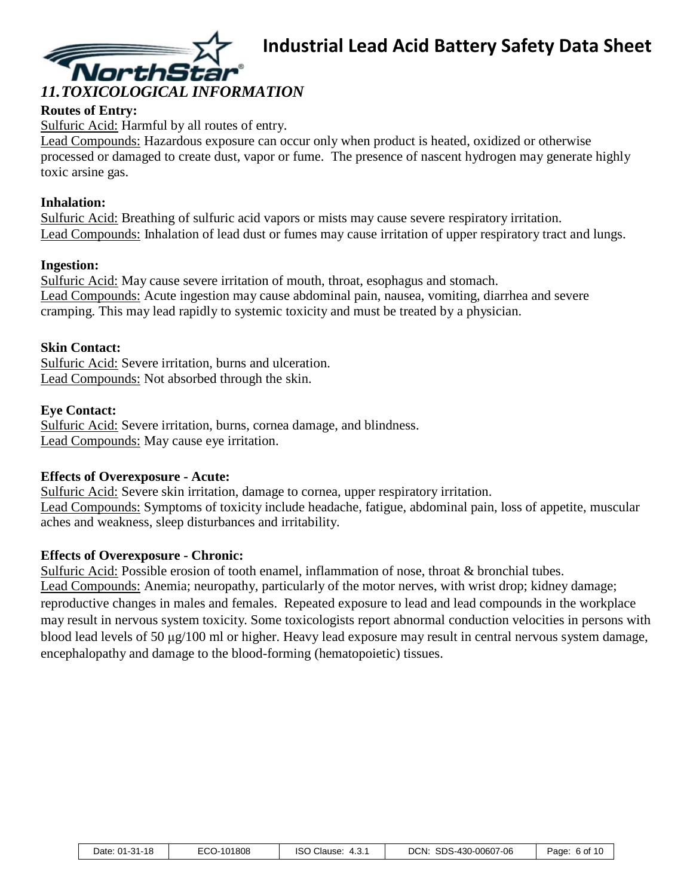## *11. TOXICOLOGICAL INFORMATION*

**Routes of Entry:**

Sulfuric Acid: Harmful by all routes of entry.
Lead Compounds: Hazardous exposure can occur only when product is heated, oxidized or otherwise processed or damaged to create dust, vapor or fume. The presence of nascent hydrogen may generate highly toxic arsine gas.

**Inhalation:**

Sulfuric Acid: Breathing of sulfuric acid vapors or mists may cause severe respiratory irritation.
Lead Compounds: Inhalation of lead dust or fumes may cause irritation of upper respiratory tract and lungs.

**Ingestion:**

Sulfuric Acid: May cause severe irritation of mouth, throat, esophagus and stomach.
Lead Compounds: Acute ingestion may cause abdominal pain, nausea, vomiting, diarrhea and severe cramping. This may lead rapidly to systemic toxicity and must be treated by a physician.

**Skin Contact:**

Sulfuric Acid: Severe irritation, burns and ulceration.
Lead Compounds: Not absorbed through the skin.

**Eye Contact:**

Sulfuric Acid: Severe irritation, burns, cornea damage, and blindness.
Lead Compounds: May cause eye irritation.

**Effects of Overexposure - Acute:**

Sulfuric Acid: Severe skin irritation, damage to cornea, upper respiratory irritation.
Lead Compounds: Symptoms of toxicity include headache, fatigue, abdominal pain, loss of appetite, muscular aches and weakness, sleep disturbances and irritability.

**Effects of Overexposure - Chronic:**

Sulfuric Acid: Possible erosion of tooth enamel, inflammation of nose, throat & bronchial tubes.
Lead Compounds: Anemia; neuropathy, particularly of the motor nerves, with wrist drop; kidney damage; reproductive changes in males and females. Repeated exposure to lead and lead compounds in the workplace may result in nervous system toxicity. Some toxicologists report abnormal conduction velocities in persons with blood lead levels of 50 μg/100 ml or higher. Heavy lead exposure may result in central nervous system damage, encephalopathy and damage to the blood-forming (hematopoietic) tissues.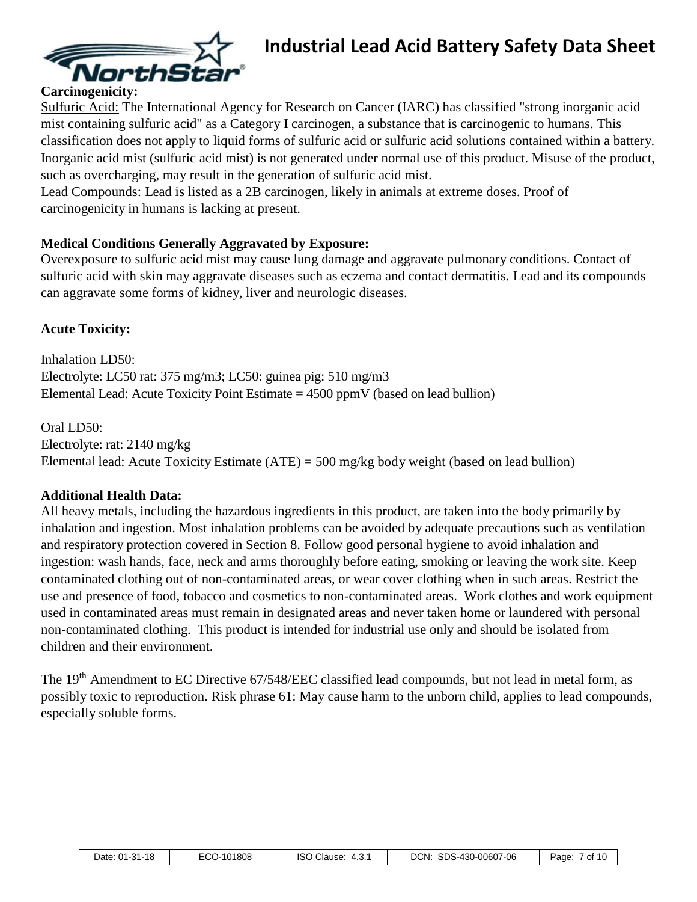**Carcinogenicity:**

Sulfuric Acid: The International Agency for Research on Cancer (IARC) has classified "strong inorganic acid mist containing sulfuric acid" as a Category I carcinogen, a substance that is carcinogenic to humans. This classification does not apply to liquid forms of sulfuric acid or sulfuric acid solutions contained within a battery. Inorganic acid mist (sulfuric acid mist) is not generated under normal use of this product. Misuse of the product, such as overcharging, may result in the generation of sulfuric acid mist.

Lead Compounds: Lead is listed as a 2B carcinogen, likely in animals at extreme doses. Proof of carcinogenicity in humans is lacking at present.

**Medical Conditions Generally Aggravated by Exposure:**

Overexposure to sulfuric acid mist may cause lung damage and aggravate pulmonary conditions. Contact of sulfuric acid with skin may aggravate diseases such as eczema and contact dermatitis. Lead and its compounds can aggravate some forms of kidney, liver and neurologic diseases.

**Acute Toxicity:**

Inhalation LD50:
Electrolyte: LC50 rat: 375 mg/m3; LC50: guinea pig: 510 mg/m3
Elemental Lead: Acute Toxicity Point Estimate = 4500 ppmV (based on lead bullion)

Oral LD50:
Electrolyte: rat: 2140 mg/kg
Elemental lead: Acute Toxicity Estimate (ATE) = 500 mg/kg body weight (based on lead bullion)

**Additional Health Data:**

All heavy metals, including the hazardous ingredients in this product, are taken into the body primarily by inhalation and ingestion. Most inhalation problems can be avoided by adequate precautions such as ventilation and respiratory protection covered in Section 8. Follow good personal hygiene to avoid inhalation and ingestion: wash hands, face, neck and arms thoroughly before eating, smoking or leaving the work site. Keep contaminated clothing out of non-contaminated areas, or wear cover clothing when in such areas. Restrict the use and presence of food, tobacco and cosmetics to non-contaminated areas. Work clothes and work equipment used in contaminated areas must remain in designated areas and never taken home or laundered with personal non-contaminated clothing. This product is intended for industrial use only and should be isolated from children and their environment.

The 19th Amendment to EC Directive 67/548/EEC classified lead compounds, but not lead in metal form, as possibly toxic to reproduction. Risk phrase 61: May cause harm to the unborn child, applies to lead compounds, especially soluble forms.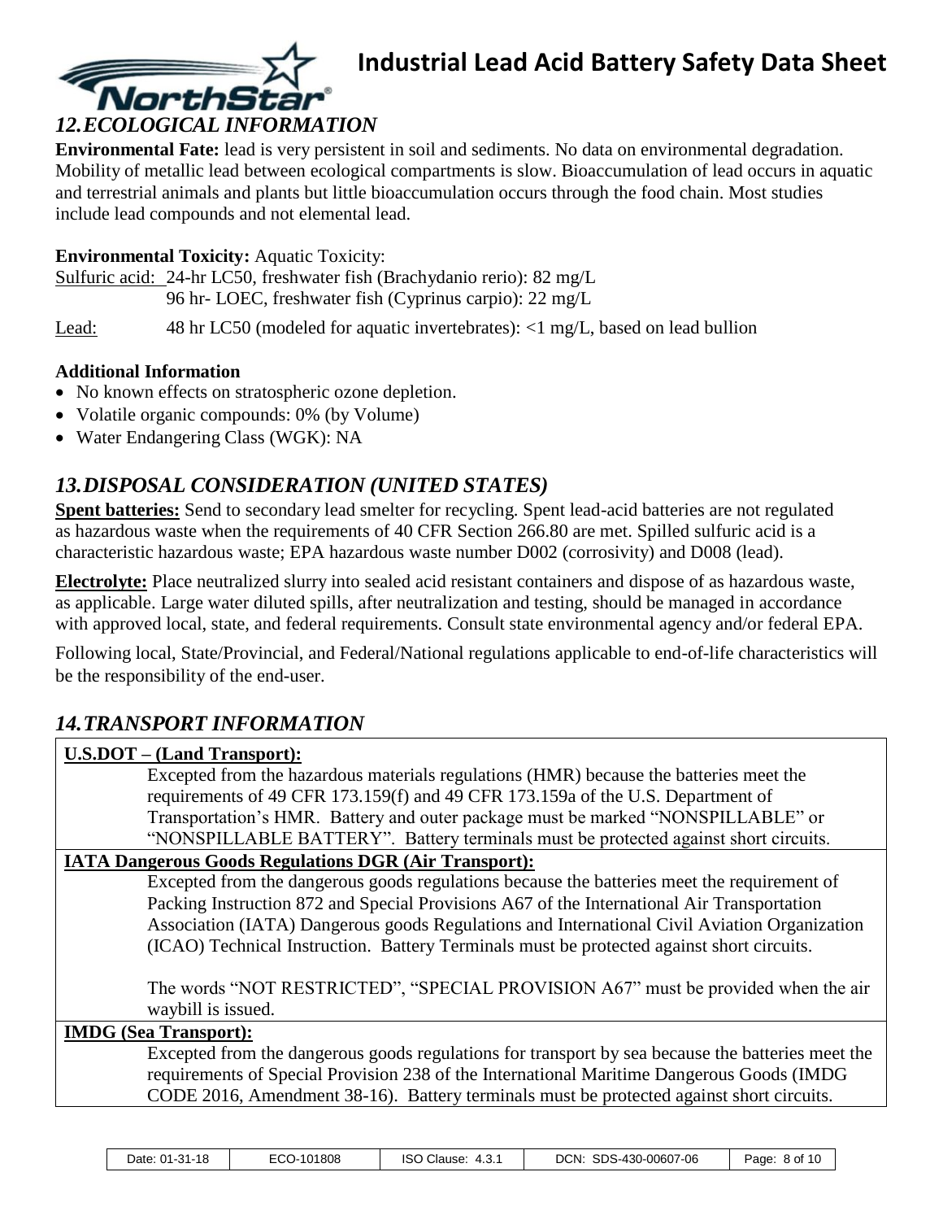## *12. ECOLOGICAL INFORMATION*

**Environmental Fate:** lead is very persistent in soil and sediments. No data on environmental degradation. Mobility of metallic lead between ecological compartments is slow. Bioaccumulation of lead occurs in aquatic and terrestrial animals and plants but little bioaccumulation occurs through the food chain. Most studies include lead compounds and not elemental lead.

**Environmental Toxicity:** Aquatic Toxicity:

Sulfuric acid: 24-hr LC50, freshwater fish (Brachydanio rerio): 82 mg/L
96 hr- LOEC, freshwater fish (Cyprinus carpio): 22 mg/L

Lead: 48 hr LC50 (modeled for aquatic invertebrates): <1 mg/L, based on lead bullion

**Additional Information**

- No known effects on stratospheric ozone depletion.
- Volatile organic compounds: 0% (by Volume)
- Water Endangering Class (WGK): NA

## *13. DISPOSAL CONSIDERATION (UNITED STATES)*

**Spent batteries:** Send to secondary lead smelter for recycling. Spent lead-acid batteries are not regulated as hazardous waste when the requirements of 40 CFR Section 266.80 are met. Spilled sulfuric acid is a characteristic hazardous waste; EPA hazardous waste number D002 (corrosivity) and D008 (lead).

**Electrolyte:** Place neutralized slurry into sealed acid resistant containers and dispose of as hazardous waste, as applicable. Large water diluted spills, after neutralization and testing, should be managed in accordance with approved local, state, and federal requirements. Consult state environmental agency and/or federal EPA.

Following local, State/Provincial, and Federal/National regulations applicable to end-of-life characteristics will be the responsibility of the end-user.

## *14. TRANSPORT INFORMATION*

**U.S.DOT – (Land Transport):**

Excepted from the hazardous materials regulations (HMR) because the batteries meet the requirements of 49 CFR 173.159(f) and 49 CFR 173.159a of the U.S. Department of Transportation's HMR. Battery and outer package must be marked "NONSPILLABLE" or "NONSPILLABLE BATTERY". Battery terminals must be protected against short circuits.

**IATA Dangerous Goods Regulations DGR (Air Transport):**

Excepted from the dangerous goods regulations because the batteries meet the requirement of Packing Instruction 872 and Special Provisions A67 of the International Air Transportation Association (IATA) Dangerous goods Regulations and International Civil Aviation Organization (ICAO) Technical Instruction. Battery Terminals must be protected against short circuits.

The words "NOT RESTRICTED", "SPECIAL PROVISION A67" must be provided when the air waybill is issued.

**IMDG (Sea Transport):**

Excepted from the dangerous goods regulations for transport by sea because the batteries meet the requirements of Special Provision 238 of the International Maritime Dangerous Goods (IMDG CODE 2016, Amendment 38-16). Battery terminals must be protected against short circuits.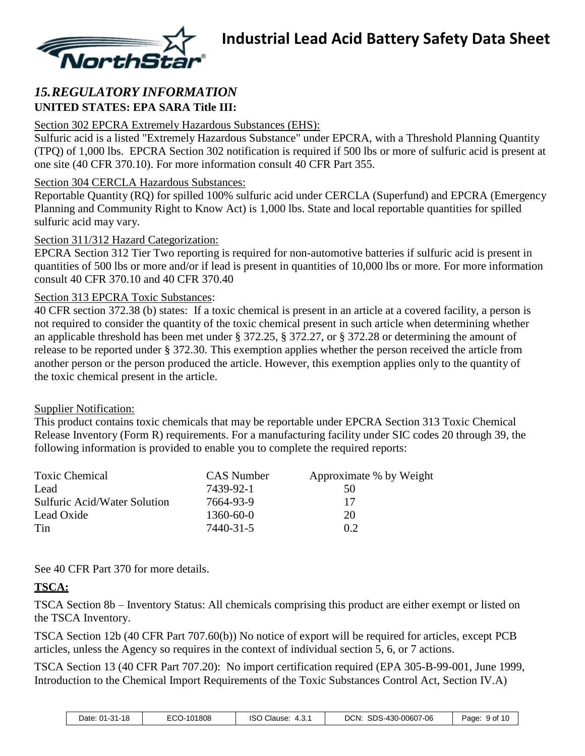## *15. REGULATORY INFORMATION*

**UNITED STATES: EPA SARA Title III:**

Section 302 EPCRA Extremely Hazardous Substances (EHS):

Sulfuric acid is a listed "Extremely Hazardous Substance" under EPCRA, with a Threshold Planning Quantity (TPQ) of 1,000 lbs. EPCRA Section 302 notification is required if 500 lbs or more of sulfuric acid is present at one site (40 CFR 370.10). For more information consult 40 CFR Part 355.

Section 304 CERCLA Hazardous Substances:

Reportable Quantity (RQ) for spilled 100% sulfuric acid under CERCLA (Superfund) and EPCRA (Emergency Planning and Community Right to Know Act) is 1,000 lbs. State and local reportable quantities for spilled sulfuric acid may vary.

Section 311/312 Hazard Categorization:

EPCRA Section 312 Tier Two reporting is required for non-automotive batteries if sulfuric acid is present in quantities of 500 lbs or more and/or if lead is present in quantities of 10,000 lbs or more. For more information consult 40 CFR 370.10 and 40 CFR 370.40

Section 313 EPCRA Toxic Substances:

40 CFR section 372.38 (b) states: If a toxic chemical is present in an article at a covered facility, a person is not required to consider the quantity of the toxic chemical present in such article when determining whether an applicable threshold has been met under § 372.25, § 372.27, or § 372.28 or determining the amount of release to be reported under § 372.30. This exemption applies whether the person received the article from another person or the person produced the article. However, this exemption applies only to the quantity of the toxic chemical present in the article.

Supplier Notification:

This product contains toxic chemicals that may be reportable under EPCRA Section 313 Toxic Chemical Release Inventory (Form R) requirements. For a manufacturing facility under SIC codes 20 through 39, the following information is provided to enable you to complete the required reports:

| Toxic Chemical | CAS Number | Approximate % by Weight |
|---|---|---|
| Lead | 7439-92-1 | 50 |
| Sulfuric Acid/Water Solution | 7664-93-9 | 17 |
| Lead Oxide | 1360-60-0 | 20 |
| Tin | 7440-31-5 | 0.2 |

See 40 CFR Part 370 for more details.

**TSCA:**

TSCA Section 8b – Inventory Status: All chemicals comprising this product are either exempt or listed on the TSCA Inventory.

TSCA Section 12b (40 CFR Part 707.60(b)) No notice of export will be required for articles, except PCB articles, unless the Agency so requires in the context of individual section 5, 6, or 7 actions.

TSCA Section 13 (40 CFR Part 707.20): No import certification required (EPA 305-B-99-001, June 1999, Introduction to the Chemical Import Requirements of the Toxic Substances Control Act, Section IV.A)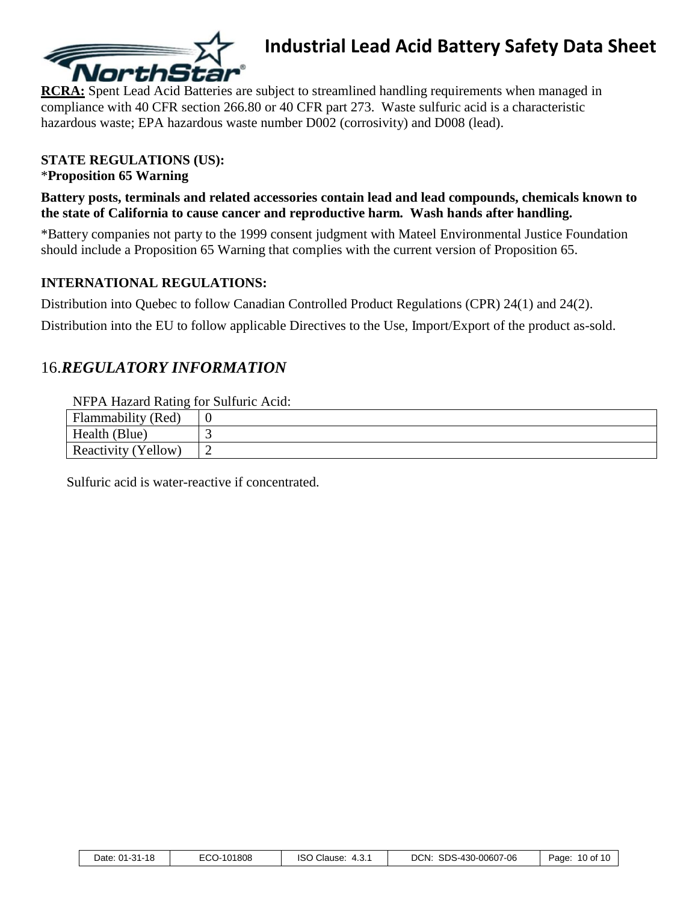**RCRA:** Spent Lead Acid Batteries are subject to streamlined handling requirements when managed in compliance with 40 CFR section 266.80 or 40 CFR part 273. Waste sulfuric acid is a characteristic hazardous waste; EPA hazardous waste number D002 (corrosivity) and D008 (lead).

**STATE REGULATIONS (US):**
*__Proposition 65 Warning__

**Battery posts, terminals and related accessories contain lead and lead compounds, chemicals known to the state of California to cause cancer and reproductive harm. Wash hands after handling.**

*Battery companies not party to the 1999 consent judgment with Mateel Environmental Justice Foundation should include a Proposition 65 Warning that complies with the current version of Proposition 65.

**INTERNATIONAL REGULATIONS:**

Distribution into Quebec to follow Canadian Controlled Product Regulations (CPR) 24(1) and 24(2).

Distribution into the EU to follow applicable Directives to the Use, Import/Export of the product as-sold.

## 16. *REGULATORY INFORMATION*

NFPA Hazard Rating for Sulfuric Acid:

| | |
|---|---|
| Flammability (Red) | 0 |
| Health (Blue) | 3 |
| Reactivity (Yellow) | 2 |

Sulfuric acid is water-reactive if concentrated.